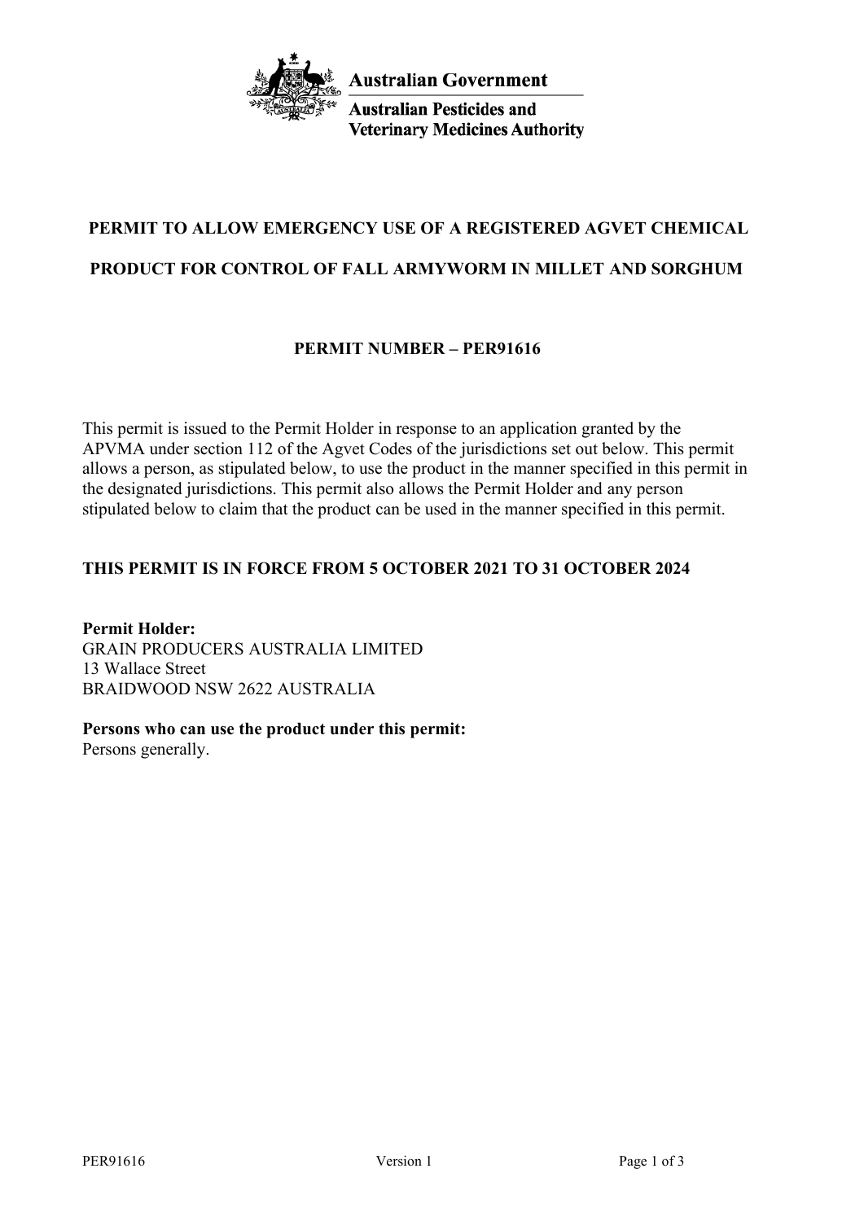Australian Government

Australian Pesticides and Veterinary Medicines Authority

# PERMIT TO ALLOW EMERGENCY USE OF A REGISTERED AGVET CHEMICAL PRODUCT FOR CONTROL OF FALL ARMYWORM IN MILLET AND SORGHUM

## PERMIT NUMBER – PER91616

This permit is issued to the Permit Holder in response to an application granted by the APVMA under section 112 of the Agvet Codes of the jurisdictions set out below. This permit allows a person, as stipulated below, to use the product in the manner specified in this permit in the designated jurisdictions. This permit also allows the Permit Holder and any person stipulated below to claim that the product can be used in the manner specified in this permit.

**THIS PERMIT IS IN FORCE FROM 5 OCTOBER 2021 TO 31 OCTOBER 2024**

**Permit Holder:**
GRAIN PRODUCERS AUSTRALIA LIMITED
13 Wallace Street
BRAIDWOOD NSW 2622 AUSTRALIA

**Persons who can use the product under this permit:**
Persons generally.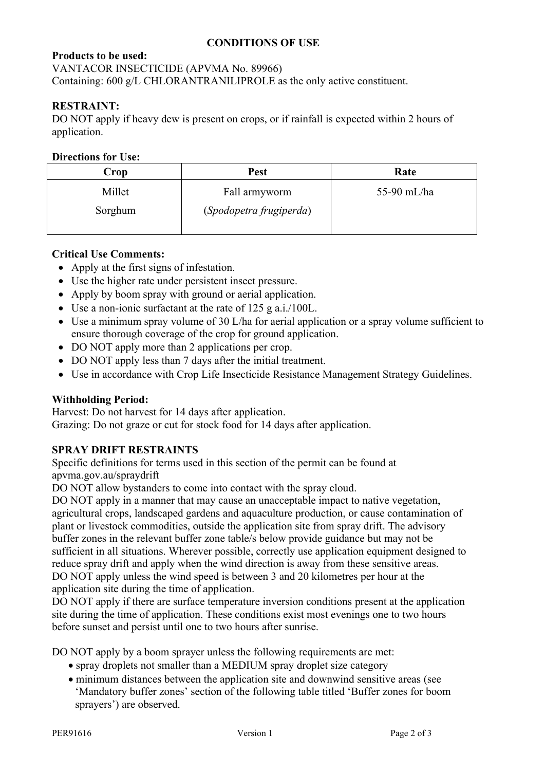## CONDITIONS OF USE

**Products to be used:**
VANTACOR INSECTICIDE (APVMA No. 89966)
Containing: 600 g/L CHLORANTRANILIPROLE as the only active constituent.

**RESTRAINT:**
DO NOT apply if heavy dew is present on crops, or if rainfall is expected within 2 hours of application.

**Directions for Use:**

| Crop | Pest | Rate |
|---|---|---|
| Millet<br>Sorghum | Fall armyworm<br>(*Spodopetra frugiperda*) | 55-90 mL/ha |

**Critical Use Comments:**

- Apply at the first signs of infestation.
- Use the higher rate under persistent insect pressure.
- Apply by boom spray with ground or aerial application.
- Use a non-ionic surfactant at the rate of 125 g a.i./100L.
- Use a minimum spray volume of 30 L/ha for aerial application or a spray volume sufficient to ensure thorough coverage of the crop for ground application.
- DO NOT apply more than 2 applications per crop.
- DO NOT apply less than 7 days after the initial treatment.
- Use in accordance with Crop Life Insecticide Resistance Management Strategy Guidelines.

**Withholding Period:**
Harvest: Do not harvest for 14 days after application.
Grazing: Do not graze or cut for stock food for 14 days after application.

**SPRAY DRIFT RESTRAINTS**
Specific definitions for terms used in this section of the permit can be found at apvma.gov.au/spraydrift
DO NOT allow bystanders to come into contact with the spray cloud.
DO NOT apply in a manner that may cause an unacceptable impact to native vegetation, agricultural crops, landscaped gardens and aquaculture production, or cause contamination of plant or livestock commodities, outside the application site from spray drift. The advisory buffer zones in the relevant buffer zone table/s below provide guidance but may not be sufficient in all situations. Wherever possible, correctly use application equipment designed to reduce spray drift and apply when the wind direction is away from these sensitive areas.
DO NOT apply unless the wind speed is between 3 and 20 kilometres per hour at the application site during the time of application.
DO NOT apply if there are surface temperature inversion conditions present at the application site during the time of application. These conditions exist most evenings one to two hours before sunset and persist until one to two hours after sunrise.

DO NOT apply by a boom sprayer unless the following requirements are met:

- spray droplets not smaller than a MEDIUM spray droplet size category
- minimum distances between the application site and downwind sensitive areas (see 'Mandatory buffer zones' section of the following table titled 'Buffer zones for boom sprayers') are observed.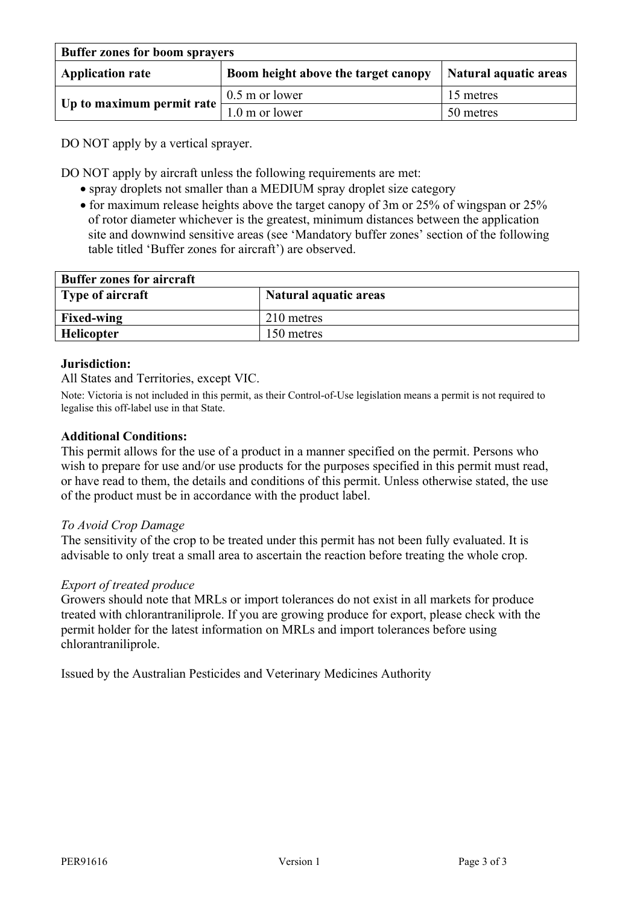| Buffer zones for boom sprayers | | |
|---|---|---|
| **Application rate** | **Boom height above the target canopy** | **Natural aquatic areas** |
| **Up to maximum permit rate** | 0.5 m or lower | 15 metres |
| | 1.0 m or lower | 50 metres |

DO NOT apply by a vertical sprayer.

DO NOT apply by aircraft unless the following requirements are met:

- spray droplets not smaller than a MEDIUM spray droplet size category
- for maximum release heights above the target canopy of 3m or 25% of wingspan or 25% of rotor diameter whichever is the greatest, minimum distances between the application site and downwind sensitive areas (see 'Mandatory buffer zones' section of the following table titled 'Buffer zones for aircraft') are observed.

| Buffer zones for aircraft | |
|---|---|
| **Type of aircraft** | **Natural aquatic areas** |
| **Fixed-wing** | 210 metres |
| **Helicopter** | 150 metres |

**Jurisdiction:**

All States and Territories, except VIC.

Note: Victoria is not included in this permit, as their Control-of-Use legislation means a permit is not required to legalise this off-label use in that State.

**Additional Conditions:**

This permit allows for the use of a product in a manner specified on the permit. Persons who wish to prepare for use and/or use products for the purposes specified in this permit must read, or have read to them, the details and conditions of this permit. Unless otherwise stated, the use of the product must be in accordance with the product label.

*To Avoid Crop Damage*

The sensitivity of the crop to be treated under this permit has not been fully evaluated. It is advisable to only treat a small area to ascertain the reaction before treating the whole crop.

*Export of treated produce*

Growers should note that MRLs or import tolerances do not exist in all markets for produce treated with chlorantraniliprole. If you are growing produce for export, please check with the permit holder for the latest information on MRLs and import tolerances before using chlorantraniliprole.

Issued by the Australian Pesticides and Veterinary Medicines Authority